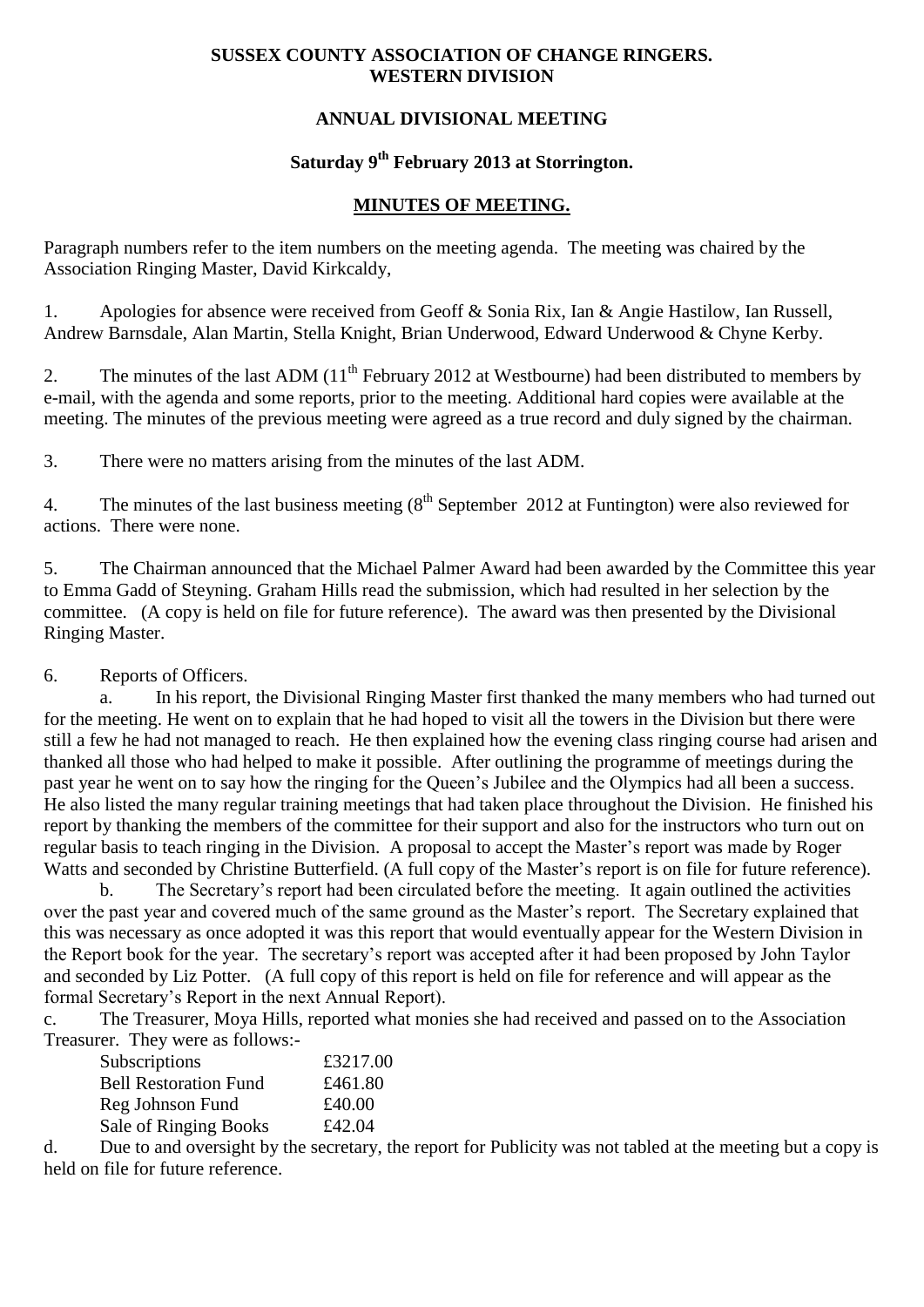**SUSSEX COUNTY ASSOCIATION OF CHANGE RINGERS.**
**WESTERN DIVISION**

**ANNUAL DIVISIONAL MEETING**

**Saturday 9th February 2013 at Storrington.**

**MINUTES OF MEETING.**

Paragraph numbers refer to the item numbers on the meeting agenda. The meeting was chaired by the Association Ringing Master, David Kirkcaldy,

1. Apologies for absence were received from Geoff & Sonia Rix, Ian & Angie Hastilow, Ian Russell, Andrew Barnsdale, Alan Martin, Stella Knight, Brian Underwood, Edward Underwood & Chyne Kerby.

2. The minutes of the last ADM (11th February 2012 at Westbourne) had been distributed to members by e-mail, with the agenda and some reports, prior to the meeting. Additional hard copies were available at the meeting. The minutes of the previous meeting were agreed as a true record and duly signed by the chairman.

3. There were no matters arising from the minutes of the last ADM.

4. The minutes of the last business meeting (8th September 2012 at Funtington) were also reviewed for actions. There were none.

5. The Chairman announced that the Michael Palmer Award had been awarded by the Committee this year to Emma Gadd of Steyning. Graham Hills read the submission, which had resulted in her selection by the committee. (A copy is held on file for future reference). The award was then presented by the Divisional Ringing Master.

6. Reports of Officers.

a. In his report, the Divisional Ringing Master first thanked the many members who had turned out for the meeting. He went on to explain that he had hoped to visit all the towers in the Division but there were still a few he had not managed to reach. He then explained how the evening class ringing course had arisen and thanked all those who had helped to make it possible. After outlining the programme of meetings during the past year he went on to say how the ringing for the Queen's Jubilee and the Olympics had all been a success. He also listed the many regular training meetings that had taken place throughout the Division. He finished his report by thanking the members of the committee for their support and also for the instructors who turn out on regular basis to teach ringing in the Division. A proposal to accept the Master's report was made by Roger Watts and seconded by Christine Butterfield. (A full copy of the Master's report is on file for future reference).

b. The Secretary's report had been circulated before the meeting. It again outlined the activities over the past year and covered much of the same ground as the Master's report. The Secretary explained that this was necessary as once adopted it was this report that would eventually appear for the Western Division in the Report book for the year. The secretary's report was accepted after it had been proposed by John Taylor and seconded by Liz Potter. (A full copy of this report is held on file for reference and will appear as the formal Secretary's Report in the next Annual Report).

c. The Treasurer, Moya Hills, reported what monies she had received and passed on to the Association Treasurer. They were as follows:-

| | |
|---|---|
| Subscriptions | £3217.00 |
| Bell Restoration Fund | £461.80 |
| Reg Johnson Fund | £40.00 |
| Sale of Ringing Books | £42.04 |

d. Due to and oversight by the secretary, the report for Publicity was not tabled at the meeting but a copy is held on file for future reference.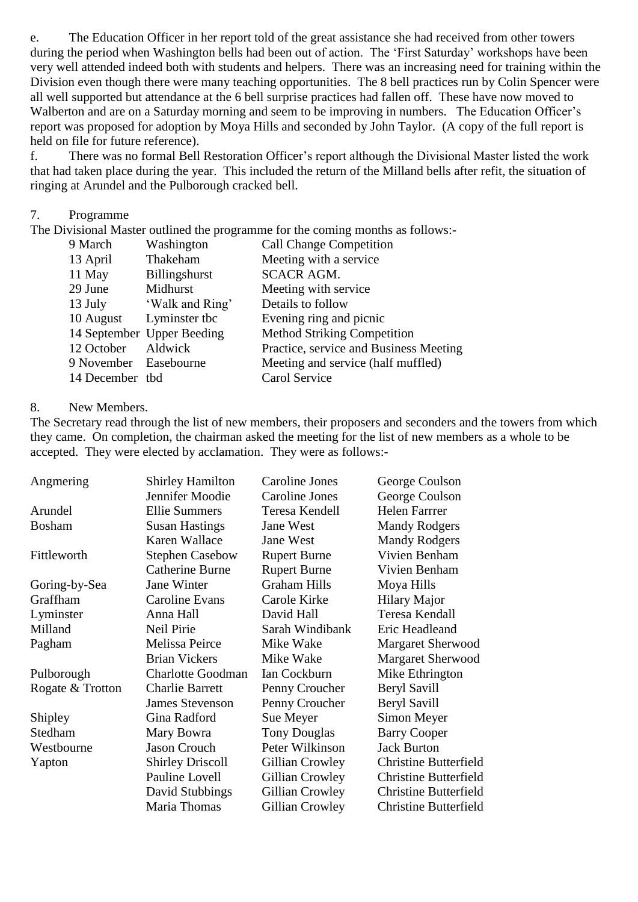e. The Education Officer in her report told of the great assistance she had received from other towers during the period when Washington bells had been out of action. The 'First Saturday' workshops have been very well attended indeed both with students and helpers. There was an increasing need for training within the Division even though there were many teaching opportunities. The 8 bell practices run by Colin Spencer were all well supported but attendance at the 6 bell surprise practices had fallen off. These have now moved to Walberton and are on a Saturday morning and seem to be improving in numbers. The Education Officer's report was proposed for adoption by Moya Hills and seconded by John Taylor. (A copy of the full report is held on file for future reference).

f. There was no formal Bell Restoration Officer's report although the Divisional Master listed the work that had taken place during the year. This included the return of the Milland bells after refit, the situation of ringing at Arundel and the Pulborough cracked bell.

7. Programme

The Divisional Master outlined the programme for the coming months as follows:-

| | | |
|---|---|---|
| 9 March | Washington | Call Change Competition |
| 13 April | Thakeham | Meeting with a service |
| 11 May | Billingshurst | SCACR AGM. |
| 29 June | Midhurst | Meeting with service |
| 13 July | 'Walk and Ring' | Details to follow |
| 10 August | Lyminster tbc | Evening ring and picnic |
| 14 September | Upper Beeding | Method Striking Competition |
| 12 October | Aldwick | Practice, service and Business Meeting |
| 9 November | Easebourne | Meeting and service (half muffled) |
| 14 December | tbd | Carol Service |

8. New Members.

The Secretary read through the list of new members, their proposers and seconders and the towers from which they came. On completion, the chairman asked the meeting for the list of new members as a whole to be accepted. They were elected by acclamation. They were as follows:-

| | | | |
|---|---|---|---|
| Angmering | Shirley Hamilton | Caroline Jones | George Coulson |
| | Jennifer Moodie | Caroline Jones | George Coulson |
| Arundel | Ellie Summers | Teresa Kendell | Helen Farrrer |
| Bosham | Susan Hastings | Jane West | Mandy Rodgers |
| | Karen Wallace | Jane West | Mandy Rodgers |
| Fittleworth | Stephen Casebow | Rupert Burne | Vivien Benham |
| | Catherine Burne | Rupert Burne | Vivien Benham |
| Goring-by-Sea | Jane Winter | Graham Hills | Moya Hills |
| Graffham | Caroline Evans | Carole Kirke | Hilary Major |
| Lyminster | Anna Hall | David Hall | Teresa Kendall |
| Milland | Neil Pirie | Sarah Windibank | Eric Headleand |
| Pagham | Melissa Peirce | Mike Wake | Margaret Sherwood |
| | Brian Vickers | Mike Wake | Margaret Sherwood |
| Pulborough | Charlotte Goodman | Ian Cockburn | Mike Ethrington |
| Rogate & Trotton | Charlie Barrett | Penny Croucher | Beryl Savill |
| | James Stevenson | Penny Croucher | Beryl Savill |
| Shipley | Gina Radford | Sue Meyer | Simon Meyer |
| Stedham | Mary Bowra | Tony Douglas | Barry Cooper |
| Westbourne | Jason Crouch | Peter Wilkinson | Jack Burton |
| Yapton | Shirley Driscoll | Gillian Crowley | Christine Butterfield |
| | Pauline Lovell | Gillian Crowley | Christine Butterfield |
| | David Stubbings | Gillian Crowley | Christine Butterfield |
| | Maria Thomas | Gillian Crowley | Christine Butterfield |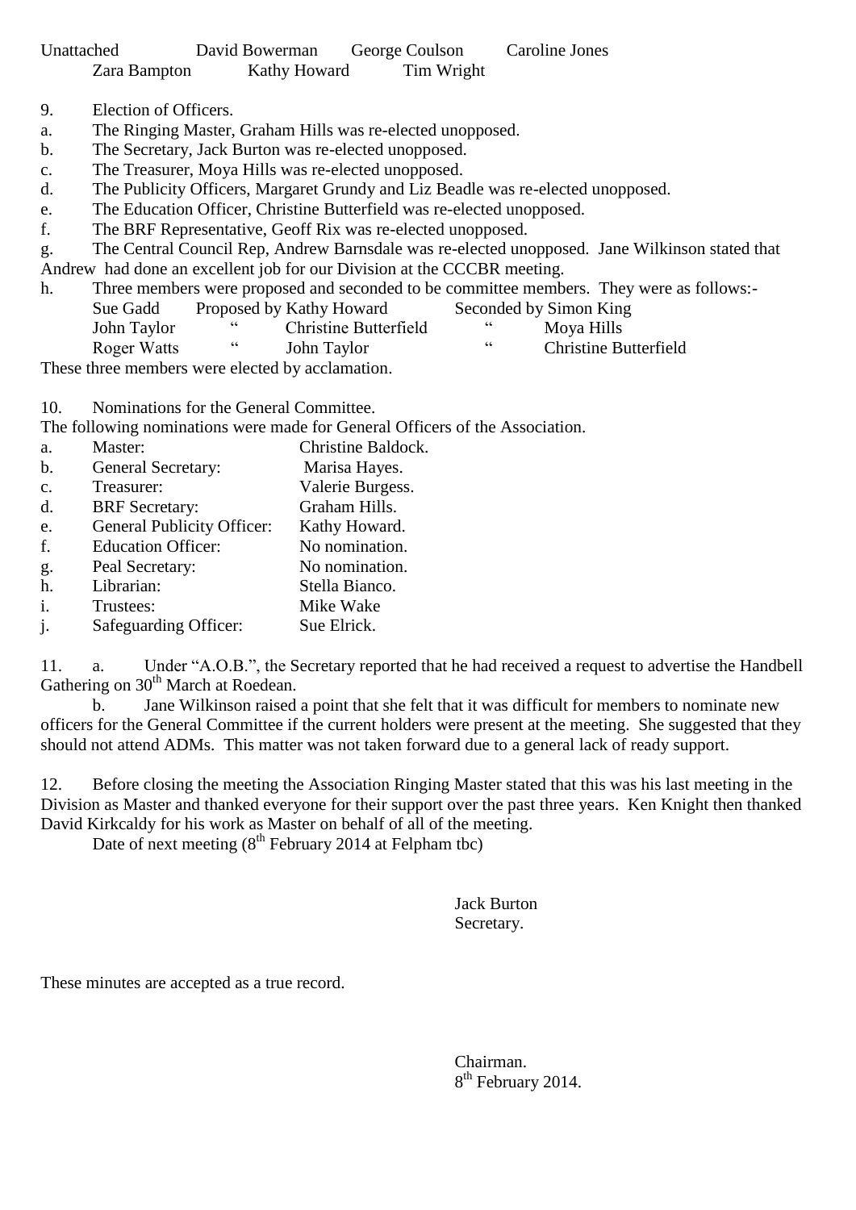Unattached David Bowerman George Coulson Caroline Jones
Zara Bampton Kathy Howard Tim Wright

9. Election of Officers.

a. The Ringing Master, Graham Hills was re-elected unopposed.
b. The Secretary, Jack Burton was re-elected unopposed.
c. The Treasurer, Moya Hills was re-elected unopposed.
d. The Publicity Officers, Margaret Grundy and Liz Beadle was re-elected unopposed.
e. The Education Officer, Christine Butterfield was re-elected unopposed.
f. The BRF Representative, Geoff Rix was re-elected unopposed.
g. The Central Council Rep, Andrew Barnsdale was re-elected unopposed. Jane Wilkinson stated that Andrew had done an excellent job for our Division at the CCCBR meeting.
h. Three members were proposed and seconded to be committee members. They were as follows:-

| | | | | |
|---|---|---|---|---|
| Sue Gadd | Proposed by | Kathy Howard | Seconded by | Simon King |
| John Taylor | " | Christine Butterfield | " | Moya Hills |
| Roger Watts | " | John Taylor | " | Christine Butterfield |

These three members were elected by acclamation.

10. Nominations for the General Committee.

The following nominations were made for General Officers of the Association.

a. Master: Christine Baldock.
b. General Secretary: Marisa Hayes.
c. Treasurer: Valerie Burgess.
d. BRF Secretary: Graham Hills.
e. General Publicity Officer: Kathy Howard.
f. Education Officer: No nomination.
g. Peal Secretary: No nomination.
h. Librarian: Stella Bianco.
i. Trustees: Mike Wake
j. Safeguarding Officer: Sue Elrick.

11. a. Under "A.O.B.", the Secretary reported that he had received a request to advertise the Handbell Gathering on 30th March at Roedean.

b. Jane Wilkinson raised a point that she felt that it was difficult for members to nominate new officers for the General Committee if the current holders were present at the meeting. She suggested that they should not attend ADMs. This matter was not taken forward due to a general lack of ready support.

12. Before closing the meeting the Association Ringing Master stated that this was his last meeting in the Division as Master and thanked everyone for their support over the past three years. Ken Knight then thanked David Kirkcaldy for his work as Master on behalf of all of the meeting.

Date of next meeting (8th February 2014 at Felpham tbc)

Jack Burton
Secretary.

These minutes are accepted as a true record.

Chairman.
8th February 2014.